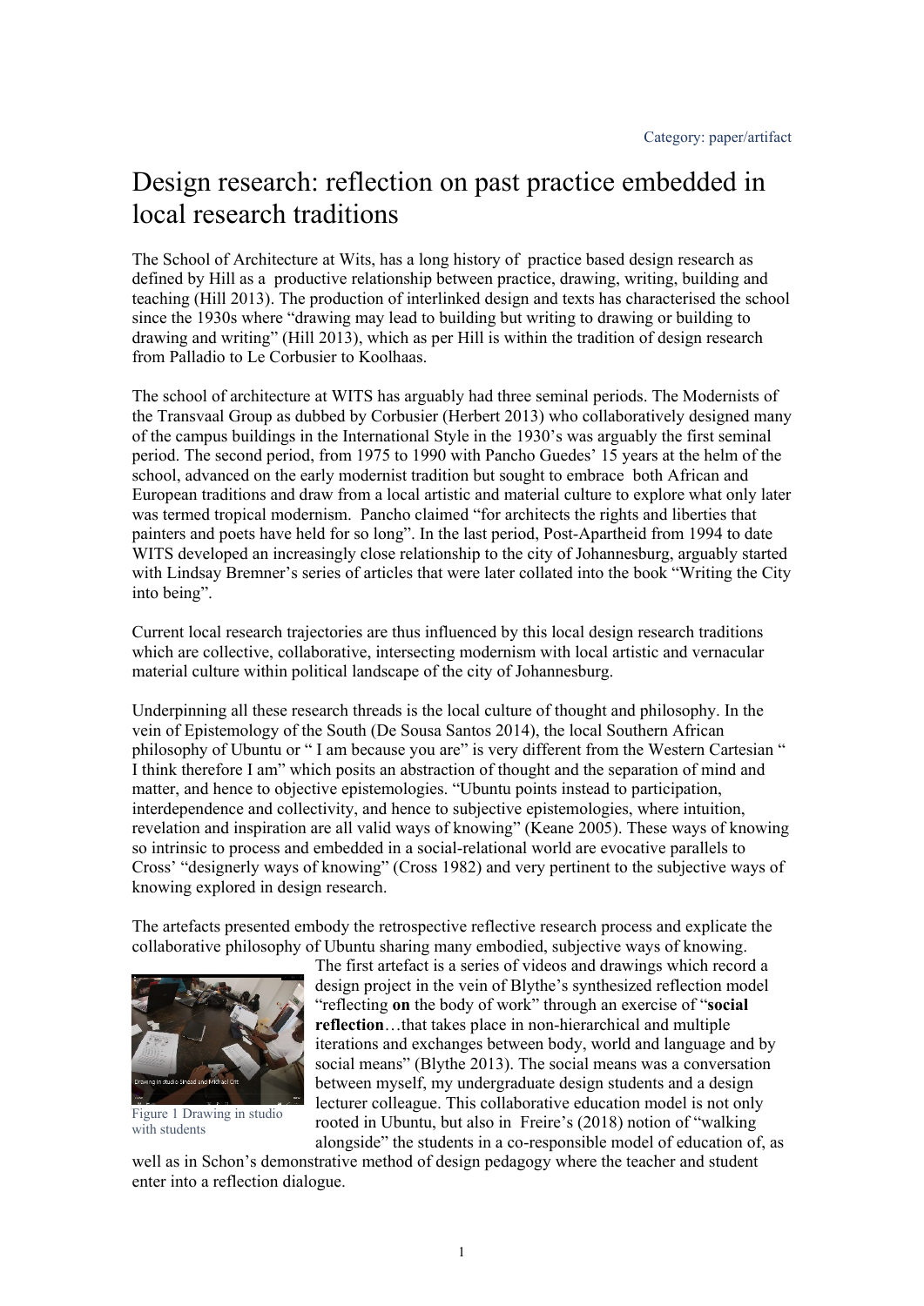Category: paper/artifact

# Design research: reflection on past practice embedded in local research traditions

The School of Architecture at Wits, has a long history of practice based design research as defined by Hill as a productive relationship between practice, drawing, writing, building and teaching (Hill 2013). The production of interlinked design and texts has characterised the school since the 1930s where "drawing may lead to building but writing to drawing or building to drawing and writing" (Hill 2013), which as per Hill is within the tradition of design research from Palladio to Le Corbusier to Koolhaas.

The school of architecture at WITS has arguably had three seminal periods. The Modernists of the Transvaal Group as dubbed by Corbusier (Herbert 2013) who collaboratively designed many of the campus buildings in the International Style in the 1930's was arguably the first seminal period. The second period, from 1975 to 1990 with Pancho Guedes' 15 years at the helm of the school, advanced on the early modernist tradition but sought to embrace both African and European traditions and draw from a local artistic and material culture to explore what only later was termed tropical modernism. Pancho claimed "for architects the rights and liberties that painters and poets have held for so long". In the last period, Post-Apartheid from 1994 to date WITS developed an increasingly close relationship to the city of Johannesburg, arguably started with Lindsay Bremner's series of articles that were later collated into the book "Writing the City into being".

Current local research trajectories are thus influenced by this local design research traditions which are collective, collaborative, intersecting modernism with local artistic and vernacular material culture within political landscape of the city of Johannesburg.

Underpinning all these research threads is the local culture of thought and philosophy. In the vein of Epistemology of the South (De Sousa Santos 2014), the local Southern African philosophy of Ubuntu or " I am because you are" is very different from the Western Cartesian " I think therefore I am" which posits an abstraction of thought and the separation of mind and matter, and hence to objective epistemologies. "Ubuntu points instead to participation, interdependence and collectivity, and hence to subjective epistemologies, where intuition, revelation and inspiration are all valid ways of knowing" (Keane 2005). These ways of knowing so intrinsic to process and embedded in a social-relational world are evocative parallels to Cross' "designerly ways of knowing" (Cross 1982) and very pertinent to the subjective ways of knowing explored in design research.

The artefacts presented embody the retrospective reflective research process and explicate the collaborative philosophy of Ubuntu sharing many embodied, subjective ways of knowing.

Figure 1 Drawing in studio with students

The first artefact is a series of videos and drawings which record a design project in the vein of Blythe's synthesized reflection model "reflecting **on** the body of work" through an exercise of "**social reflection**…that takes place in non-hierarchical and multiple iterations and exchanges between body, world and language and by social means" (Blythe 2013). The social means was a conversation between myself, my undergraduate design students and a design lecturer colleague. This collaborative education model is not only rooted in Ubuntu, but also in Freire's (2018) notion of "walking alongside" the students in a co-responsible model of education of, as well as in Schon's demonstrative method of design pedagogy where the teacher and student enter into a reflection dialogue.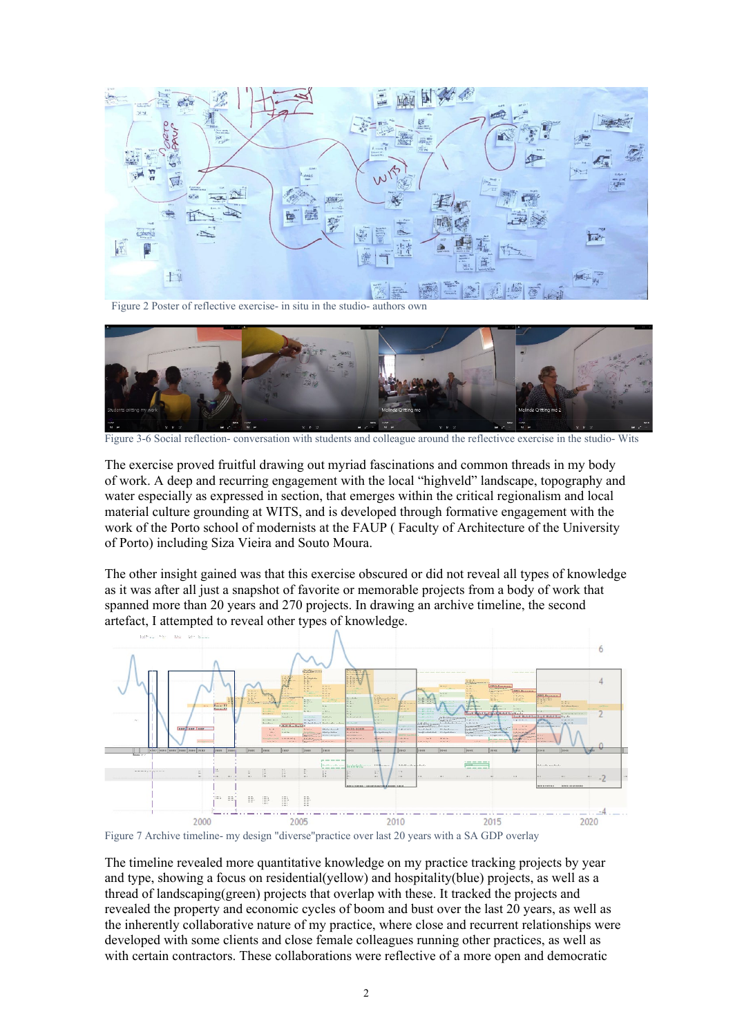Figure 2 Poster of reflective exercise- in situ in the studio- authors own

Figure 3-6 Social reflection- conversation with students and colleague around the reflectivce exercise in the studio- Wits

The exercise proved fruitful drawing out myriad fascinations and common threads in my body of work. A deep and recurring engagement with the local "highveld" landscape, topography and water especially as expressed in section, that emerges within the critical regionalism and local material culture grounding at WITS, and is developed through formative engagement with the work of the Porto school of modernists at the FAUP ( Faculty of Architecture of the University of Porto) including Siza Vieira and Souto Moura.

The other insight gained was that this exercise obscured or did not reveal all types of knowledge as it was after all just a snapshot of favorite or memorable projects from a body of work that spanned more than 20 years and 270 projects. In drawing an archive timeline, the second artefact, I attempted to reveal other types of knowledge.

Figure 7 Archive timeline- my design "diverse"practice over last 20 years with a SA GDP overlay

The timeline revealed more quantitative knowledge on my practice tracking projects by year and type, showing a focus on residential(yellow) and hospitality(blue) projects, as well as a thread of landscaping(green) projects that overlap with these. It tracked the projects and revealed the property and economic cycles of boom and bust over the last 20 years, as well as the inherently collaborative nature of my practice, where close and recurrent relationships were developed with some clients and close female colleagues running other practices, as well as with certain contractors. These collaborations were reflective of a more open and democratic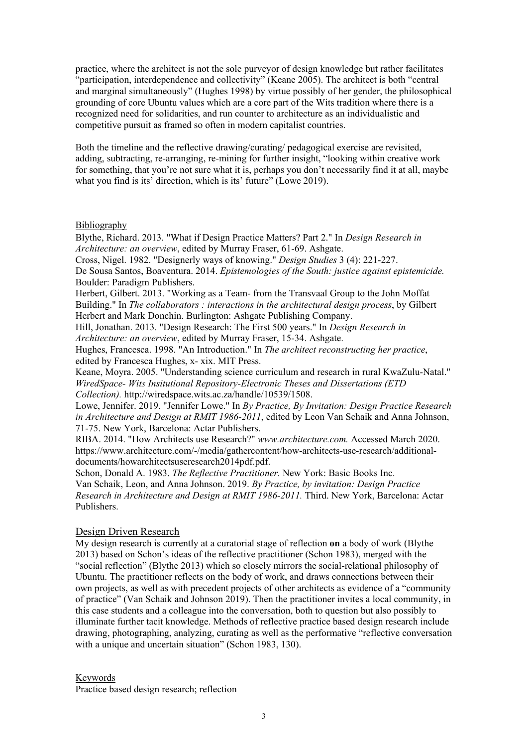practice, where the architect is not the sole purveyor of design knowledge but rather facilitates "participation, interdependence and collectivity" (Keane 2005). The architect is both "central and marginal simultaneously" (Hughes 1998) by virtue possibly of her gender, the philosophical grounding of core Ubuntu values which are a core part of the Wits tradition where there is a recognized need for solidarities, and run counter to architecture as an individualistic and competitive pursuit as framed so often in modern capitalist countries.

Both the timeline and the reflective drawing/curating/ pedagogical exercise are revisited, adding, subtracting, re-arranging, re-mining for further insight, "looking within creative work for something, that you're not sure what it is, perhaps you don't necessarily find it at all, maybe what you find is its' direction, which is its' future" (Lowe 2019).

## Bibliography

Blythe, Richard. 2013. "What if Design Practice Matters? Part 2." In *Design Research in Architecture: an overview*, edited by Murray Fraser, 61-69. Ashgate.

Cross, Nigel. 1982. "Designerly ways of knowing." *Design Studies* 3 (4): 221-227.

De Sousa Santos, Boaventura. 2014. *Epistemologies of the South: justice against epistemicide.* Boulder: Paradigm Publishers.

Herbert, Gilbert. 2013. "Working as a Team- from the Transvaal Group to the John Moffat Building." In *The collaborators : interactions in the architectural design process*, by Gilbert Herbert and Mark Donchin. Burlington: Ashgate Publishing Company.

Hill, Jonathan. 2013. "Design Research: The First 500 years." In *Design Research in Architecture: an overview*, edited by Murray Fraser, 15-34. Ashgate.

Hughes, Francesca. 1998. "An Introduction." In *The architect reconstructing her practice*, edited by Francesca Hughes, x- xix. MIT Press.

Keane, Moyra. 2005. "Understanding science curriculum and research in rural KwaZulu-Natal." *WiredSpace- Wits Insitutional Repository-Electronic Theses and Dissertations (ETD Collection).* http://wiredspace.wits.ac.za/handle/10539/1508.

Lowe, Jennifer. 2019. "Jennifer Lowe." In *By Practice, By Invitation: Design Practice Research in Architecture and Design at RMIT 1986-2011*, edited by Leon Van Schaik and Anna Johnson, 71-75. New York, Barcelona: Actar Publishers.

RIBA. 2014. "How Architects use Research?" *www.architecture.com.* Accessed March 2020. https://www.architecture.com/-/media/gathercontent/how-architects-use-research/additional-documents/howarchitectsuseresearch2014pdf.pdf.

Schon, Donald A. 1983. *The Reflective Practitioner.* New York: Basic Books Inc.

Van Schaik, Leon, and Anna Johnson. 2019. *By Practice, by invitation: Design Practice Research in Architecture and Design at RMIT 1986-2011.* Third. New York, Barcelona: Actar Publishers.

## Design Driven Research

My design research is currently at a curatorial stage of reflection **on** a body of work (Blythe 2013) based on Schon's ideas of the reflective practitioner (Schon 1983), merged with the "social reflection" (Blythe 2013) which so closely mirrors the social-relational philosophy of Ubuntu. The practitioner reflects on the body of work, and draws connections between their own projects, as well as with precedent projects of other architects as evidence of a "community of practice" (Van Schaik and Johnson 2019). Then the practitioner invites a local community, in this case students and a colleague into the conversation, both to question but also possibly to illuminate further tacit knowledge. Methods of reflective practice based design research include drawing, photographing, analyzing, curating as well as the performative "reflective conversation with a unique and uncertain situation" (Schon 1983, 130).

## Keywords

Practice based design research; reflection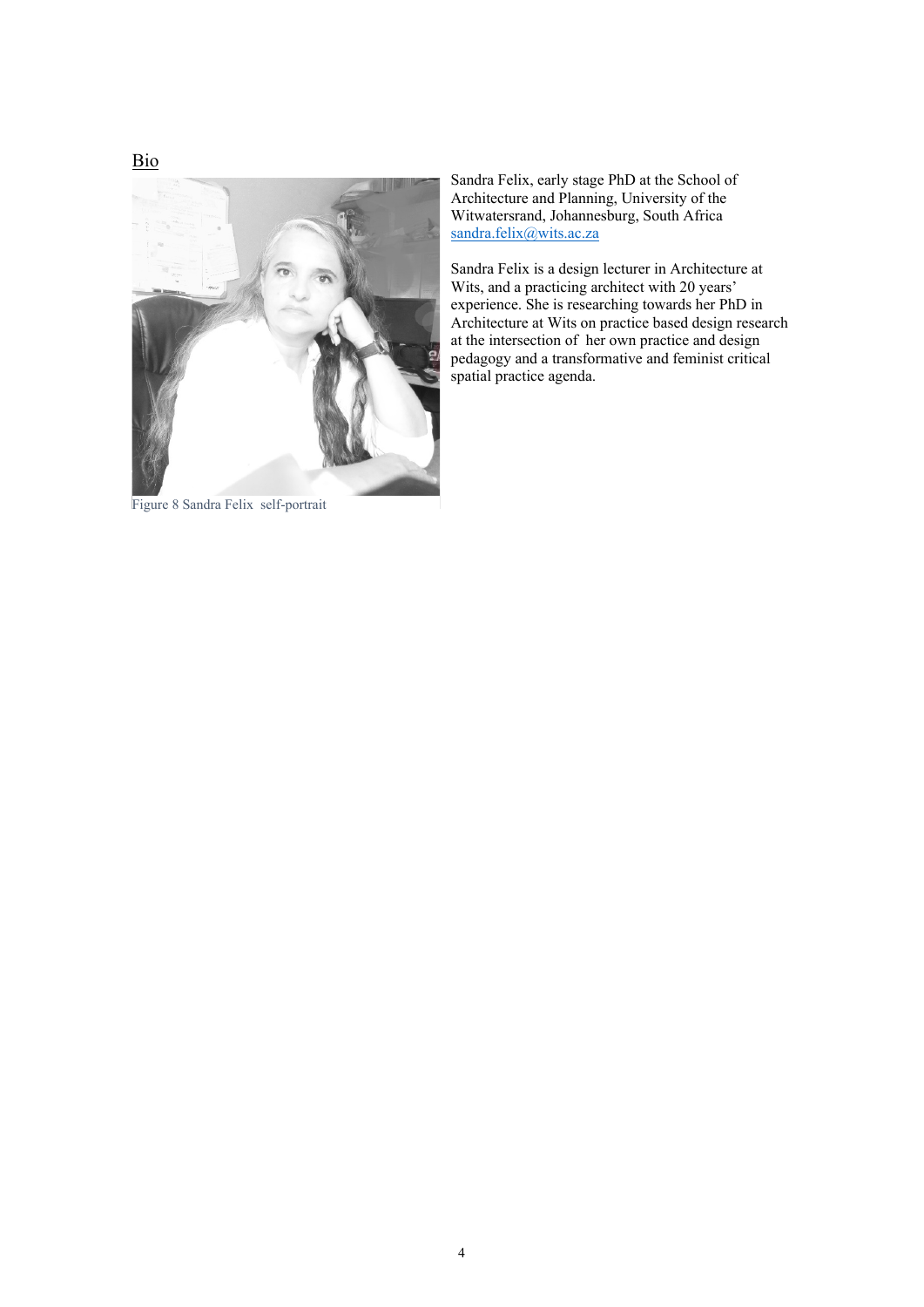## Bio

Figure 8 Sandra Felix self-portrait

Sandra Felix, early stage PhD at the School of Architecture and Planning, University of the Witwatersrand, Johannesburg, South Africa
sandra.felix@wits.ac.za

Sandra Felix is a design lecturer in Architecture at Wits, and a practicing architect with 20 years' experience. She is researching towards her PhD in Architecture at Wits on practice based design research at the intersection of her own practice and design pedagogy and a transformative and feminist critical spatial practice agenda.